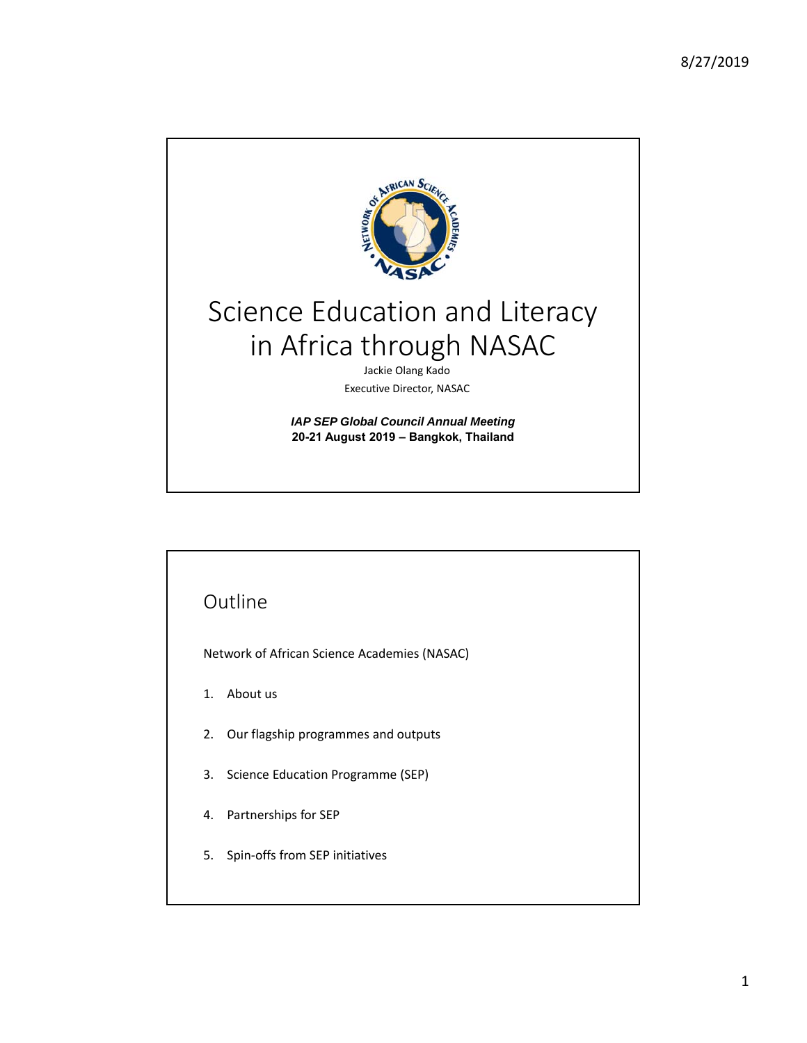# Science Education and Literacy in Africa through NASAC

Jackie Olang Kado

Executive Director, NASAC

***IAP SEP Global Council Annual Meeting***

**20-21 August 2019 – Bangkok, Thailand**

## Outline

Network of African Science Academies (NASAC)

1. About us
2. Our flagship programmes and outputs
3. Science Education Programme (SEP)
4. Partnerships for SEP
5. Spin-offs from SEP initiatives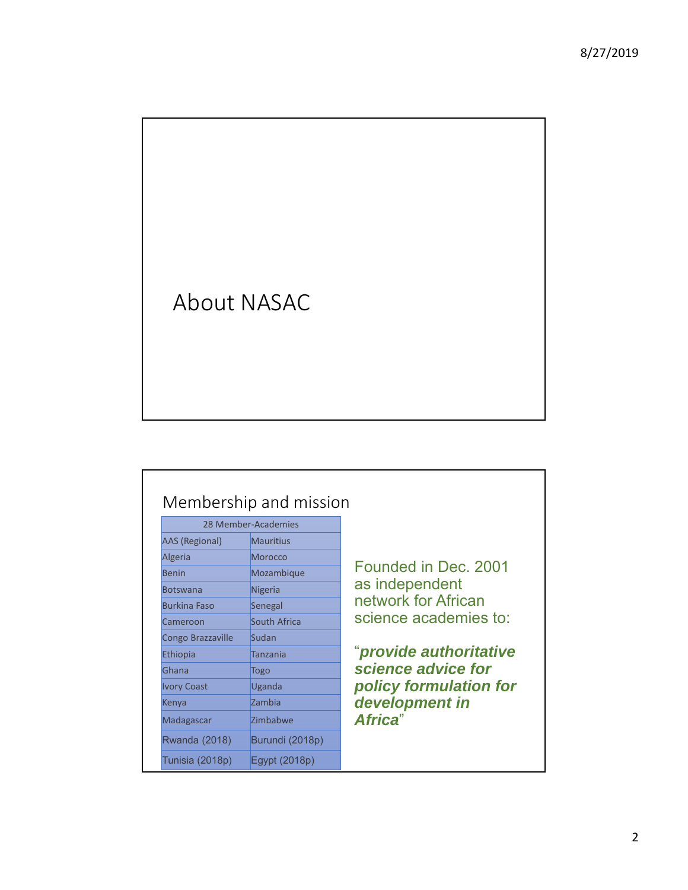# About NASAC

## Membership and mission

| 28 Member-Academies | |
|---|---|
| AAS (Regional) | Mauritius |
| Algeria | Morocco |
| Benin | Mozambique |
| Botswana | Nigeria |
| Burkina Faso | Senegal |
| Cameroon | South Africa |
| Congo Brazzaville | Sudan |
| Ethiopia | Tanzania |
| Ghana | Togo |
| Ivory Coast | Uganda |
| Kenya | Zambia |
| Madagascar | Zimbabwe |
| Rwanda (2018) | Burundi (2018p) |
| Tunisia (2018p) | Egypt (2018p) |

Founded in Dec. 2001 as independent network for African science academies to:

"***provide authoritative science advice for policy formulation for development in Africa***"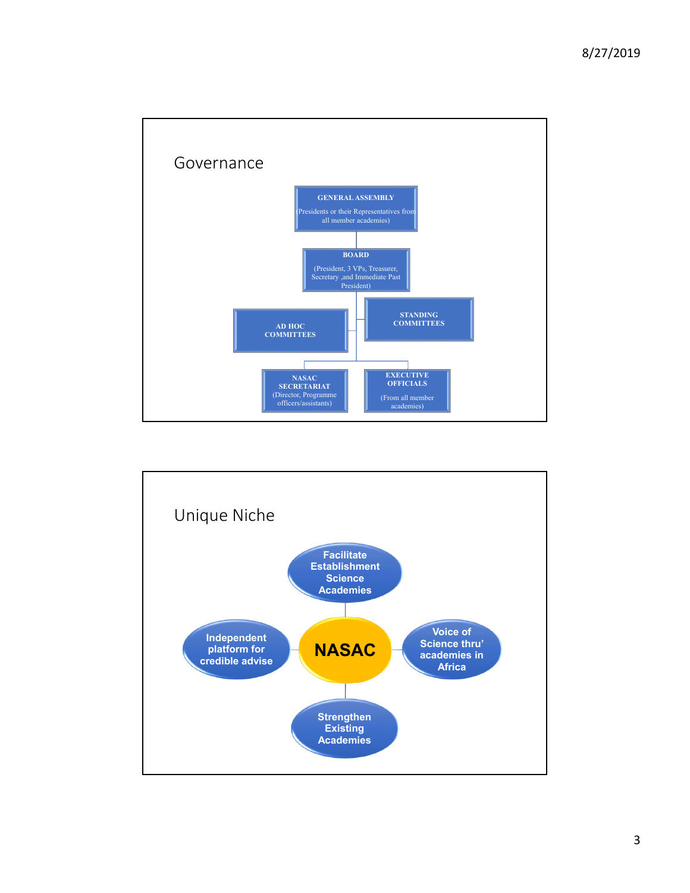## Governance

GENERAL ASSEMBLY
(Presidents or their Representatives from all member academies)

BOARD
(President, 3 VPs, Treasurer, Secretary ,and Immediate Past President)

AD HOC COMMITTEES

STANDING COMMITTEES

NASAC SECRETARIAT
(Director, Programme officers/assistants)

EXECUTIVE OFFICIALS
(From all member academies)

## Unique Niche

NASAC

Facilitate Establishment Science Academies

Independent platform for credible advise

Voice of Science thru' academies in Africa

Strengthen Existing Academies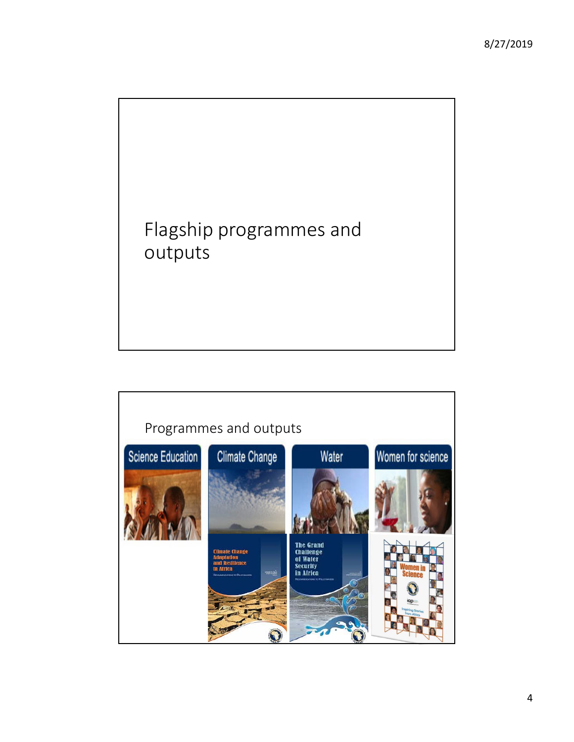# Flagship programmes and outputs

## Programmes and outputs

Science Education

Climate Change

Water

Women for science

Climate Change Adaptation and Resilience in Africa

The Grand Challenge of Water Security in Africa

Women in Science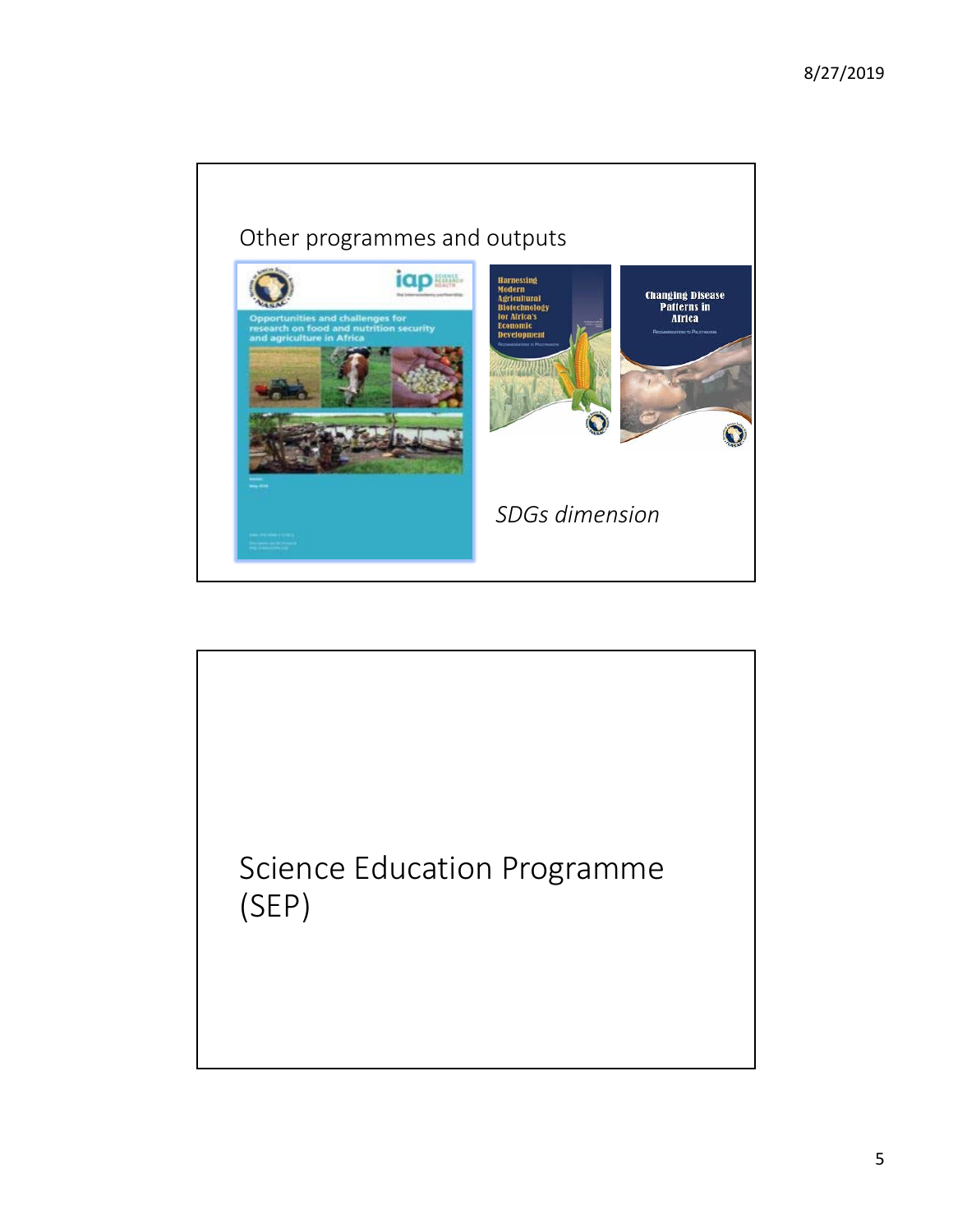## Other programmes and outputs

*SDGs dimension*

## Science Education Programme (SEP)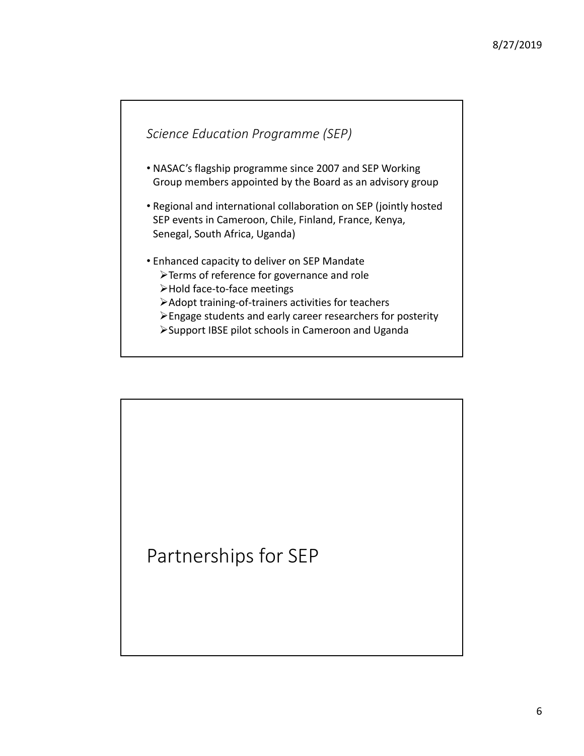*Science Education Programme (SEP)*

- NASAC's flagship programme since 2007 and SEP Working Group members appointed by the Board as an advisory group
- Regional and international collaboration on SEP (jointly hosted SEP events in Cameroon, Chile, Finland, France, Kenya, Senegal, South Africa, Uganda)
- Enhanced capacity to deliver on SEP Mandate
  - Terms of reference for governance and role
  - Hold face-to-face meetings
  - Adopt training-of-trainers activities for teachers
  - Engage students and early career researchers for posterity
  - Support IBSE pilot schools in Cameroon and Uganda

# Partnerships for SEP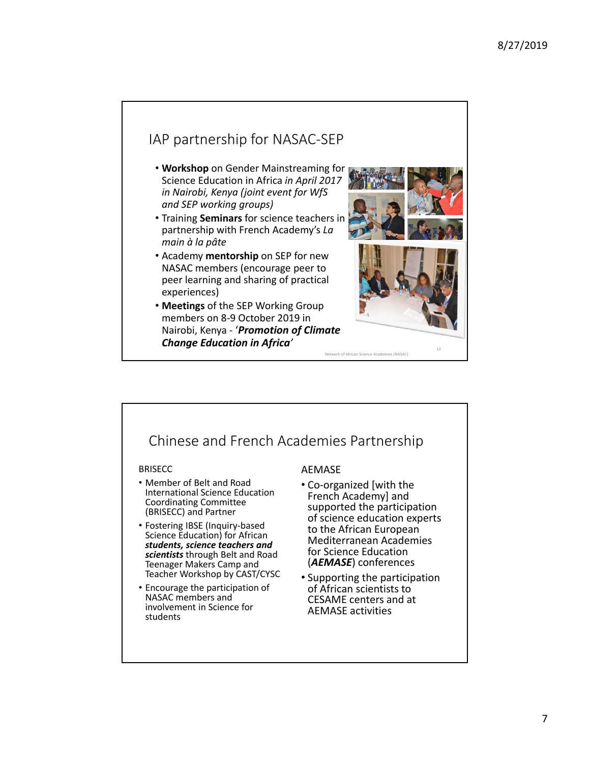## IAP partnership for NASAC-SEP

- **Workshop** on Gender Mainstreaming for Science Education in Africa *in April 2017 in Nairobi, Kenya (joint event for WfS and SEP working groups)*
- Training **Seminars** for science teachers in partnership with French Academy's *La main à la pâte*
- Academy **mentorship** on SEP for new NASAC members (encourage peer to peer learning and sharing of practical experiences)
- **Meetings** of the SEP Working Group members on 8-9 October 2019 in Nairobi, Kenya - '***Promotion of Climate Change Education in Africa***'

Network of African Science Academies (NASAC)

## Chinese and French Academies Partnership

BRISECC

- Member of Belt and Road International Science Education Coordinating Committee (BRISECC) and Partner
- Fostering IBSE (Inquiry-based Science Education) for African ***students, science teachers and scientists*** through Belt and Road Teenager Makers Camp and Teacher Workshop by CAST/CYSC
- Encourage the participation of NASAC members and involvement in Science for students

AEMASE

- Co-organized [with the French Academy] and supported the participation of science education experts to the African European Mediterranean Academies for Science Education (***AEMASE***) conferences
- Supporting the participation of African scientists to CESAME centers and at AEMASE activities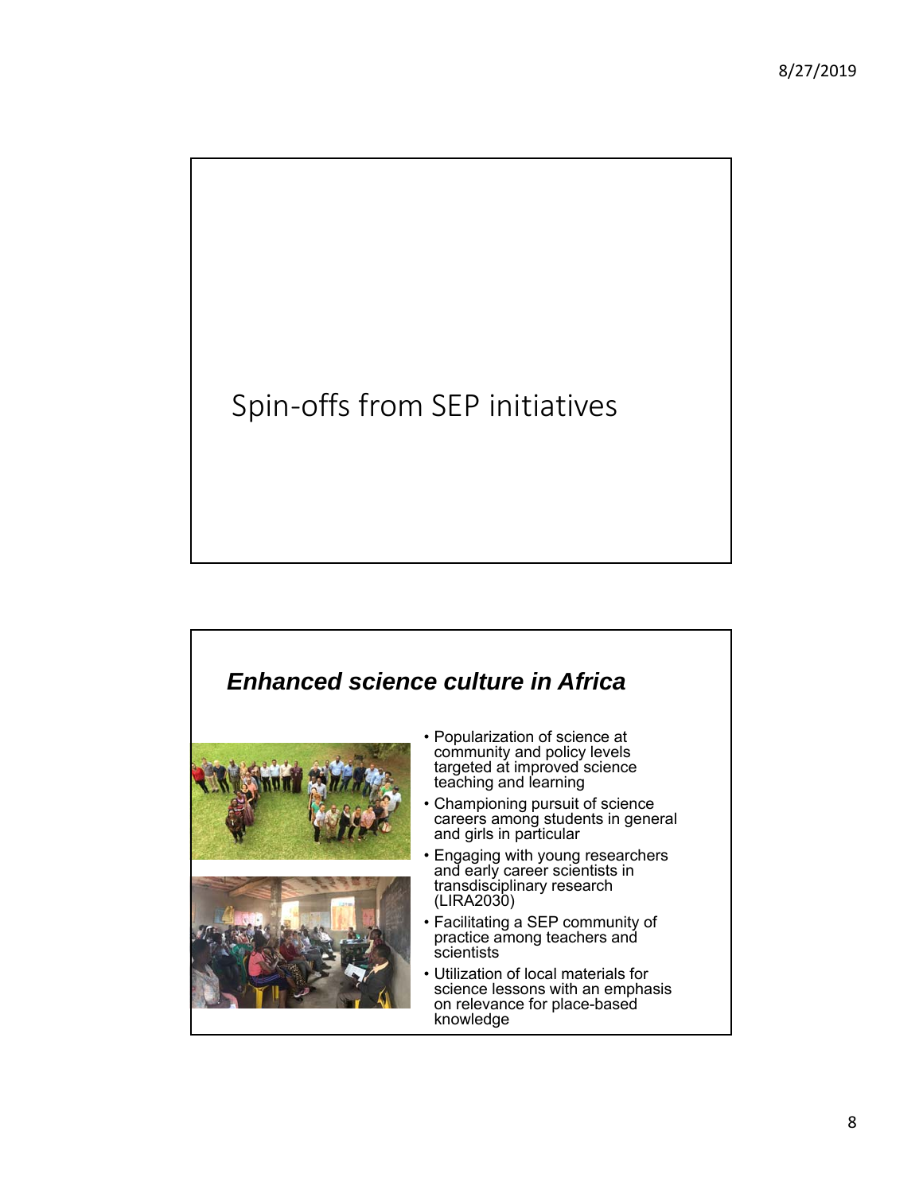# Spin-offs from SEP initiatives

## *Enhanced science culture in Africa*

- Popularization of science at community and policy levels targeted at improved science teaching and learning
- Championing pursuit of science careers among students in general and girls in particular
- Engaging with young researchers and early career scientists in transdisciplinary research (LIRA2030)
- Facilitating a SEP community of practice among teachers and scientists
- Utilization of local materials for science lessons with an emphasis on relevance for place-based knowledge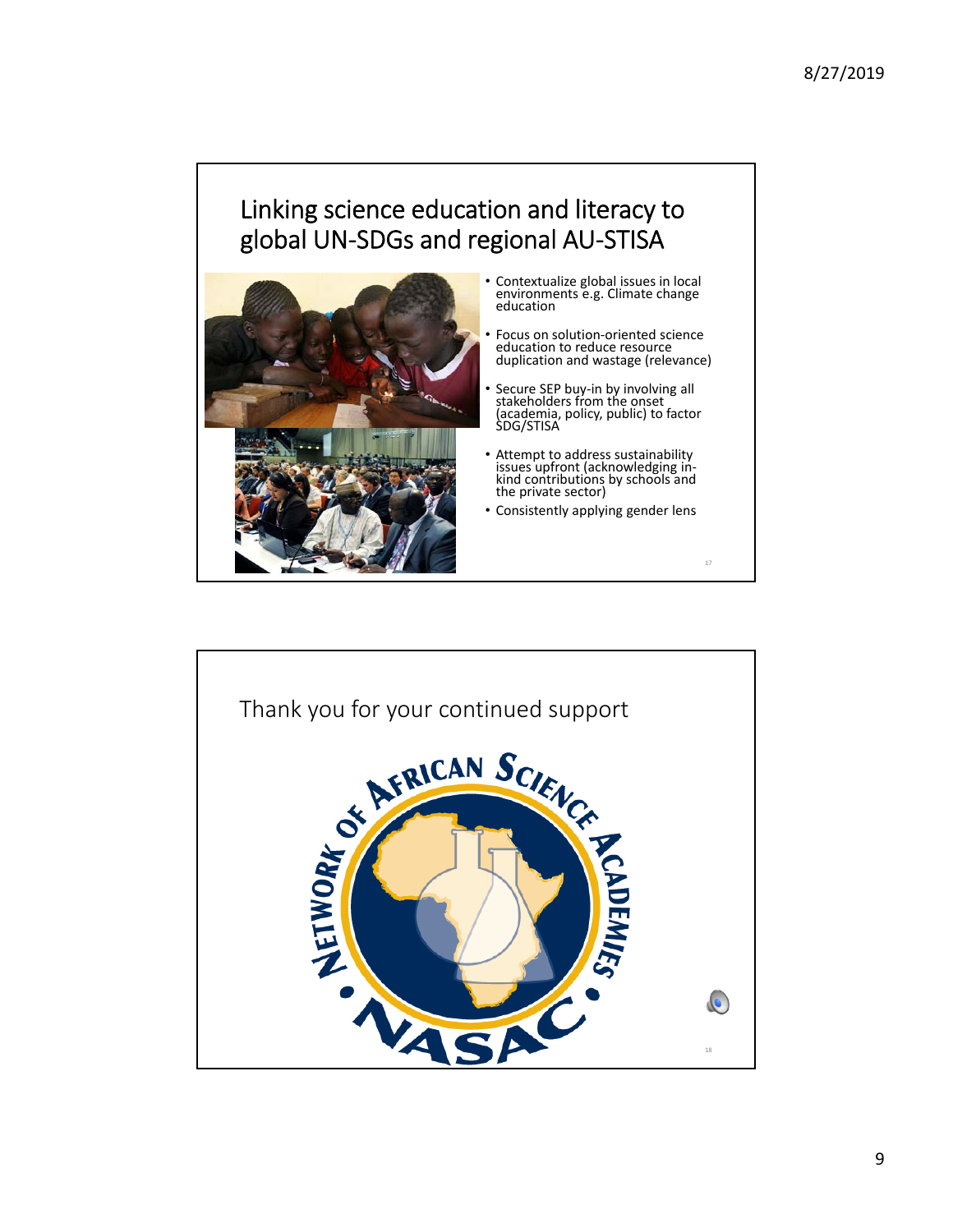## Linking science education and literacy to global UN-SDGs and regional AU-STISA

- Contextualize global issues in local environments e.g. Climate change education
- Focus on solution-oriented science education to reduce resource duplication and wastage (relevance)
- Secure SEP buy-in by involving all stakeholders from the onset (academia, policy, public) to factor SDG/STISA
- Attempt to address sustainability issues upfront (acknowledging in-kind contributions by schools and the private sector)
- Consistently applying gender lens

## Thank you for your continued support

NETWORK OF AFRICAN SCIENCE ACADEMIES

NASAC